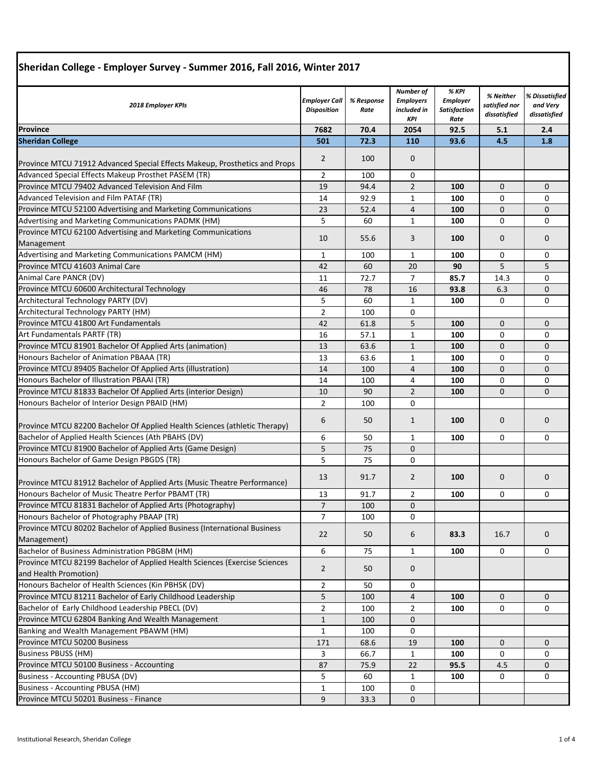## Sheridan College - Employer Survey - Summer 2016, Fall 2016, Winter 2017

| *2018 Employer KPIs* | *Employer Call Disposition* | *% Response Rate* | *Number of Employers included in KPI* | *% KPI Employer Satisfaction Rate* | *% Neither satisfied nor dissatisfied* | *% Dissatisfied and Very dissatisfied* |
|---|---|---|---|---|---|---|
| **Province** | **7682** | **70.4** | **2054** | **92.5** | **5.1** | **2.4** |
| **Sheridan College** | **501** | **72.3** | **110** | **93.6** | **4.5** | **1.8** |
| Province MTCU 71912 Advanced Special Effects Makeup, Prosthetics and Props | 2 | 100 | 0 | | | |
| Advanced Special Effects Makeup Prosthet PASEM (TR) | 2 | 100 | 0 | | | |
| Province MTCU 79402 Advanced Television And Film | 19 | 94.4 | 2 | **100** | 0 | 0 |
| Advanced Television and Film PATAF (TR) | 14 | 92.9 | 1 | **100** | 0 | 0 |
| Province MTCU 52100 Advertising and Marketing Communications | 23 | 52.4 | 4 | **100** | 0 | 0 |
| Advertising and Marketing Communications PADMK (HM) | 5 | 60 | 1 | **100** | 0 | 0 |
| Province MTCU 62100 Advertising and Marketing Communications Management | 10 | 55.6 | 3 | **100** | 0 | 0 |
| Advertising and Marketing Communications PAMCM (HM) | 1 | 100 | 1 | **100** | 0 | 0 |
| Province MTCU 41603 Animal Care | 42 | 60 | 20 | **90** | 5 | 5 |
| Animal Care PANCR (DV) | 11 | 72.7 | 7 | **85.7** | 14.3 | 0 |
| Province MTCU 60600 Architectural Technology | 46 | 78 | 16 | **93.8** | 6.3 | 0 |
| Architectural Technology PARTY (DV) | 5 | 60 | 1 | **100** | 0 | 0 |
| Architectural Technology PARTY (HM) | 2 | 100 | 0 | | | |
| Province MTCU 41800 Art Fundamentals | 42 | 61.8 | 5 | **100** | 0 | 0 |
| Art Fundamentals PARTF (TR) | 16 | 57.1 | 1 | **100** | 0 | 0 |
| Province MTCU 81901 Bachelor Of Applied Arts (animation) | 13 | 63.6 | 1 | **100** | 0 | 0 |
| Honours Bachelor of Animation PBAAA (TR) | 13 | 63.6 | 1 | **100** | 0 | 0 |
| Province MTCU 89405 Bachelor Of Applied Arts (illustration) | 14 | 100 | 4 | **100** | 0 | 0 |
| Honours Bachelor of Illustration PBAAI (TR) | 14 | 100 | 4 | **100** | 0 | 0 |
| Province MTCU 81833 Bachelor Of Applied Arts (interior Design) | 10 | 90 | 2 | **100** | 0 | 0 |
| Honours Bachelor of Interior Design PBAID (HM) | 2 | 100 | 0 | | | |
| Province MTCU 82200 Bachelor Of Applied Health Sciences (athletic Therapy) | 6 | 50 | 1 | **100** | 0 | 0 |
| Bachelor of Applied Health Sciences (Ath PBAHS (DV) | 6 | 50 | 1 | **100** | 0 | 0 |
| Province MTCU 81900 Bachelor of Applied Arts (Game Design) | 5 | 75 | 0 | | | |
| Honours Bachelor of Game Design PBGDS (TR) | 5 | 75 | 0 | | | |
| Province MTCU 81912 Bachelor of Applied Arts (Music Theatre Performance) | 13 | 91.7 | 2 | **100** | 0 | 0 |
| Honours Bachelor of Music Theatre Perfor PBAMT (TR) | 13 | 91.7 | 2 | **100** | 0 | 0 |
| Province MTCU 81831 Bachelor of Applied Arts (Photography) | 7 | 100 | 0 | | | |
| Honours Bachelor of Photography PBAAP (TR) | 7 | 100 | 0 | | | |
| Province MTCU 80202 Bachelor of Applied Business (International Business Management) | 22 | 50 | 6 | **83.3** | 16.7 | 0 |
| Bachelor of Business Administration PBGBM (HM) | 6 | 75 | 1 | **100** | 0 | 0 |
| Province MTCU 82199 Bachelor of Applied Health Sciences (Exercise Sciences and Health Promotion) | 2 | 50 | 0 | | | |
| Honours Bachelor of Health Sciences (Kin PBHSK (DV) | 2 | 50 | 0 | | | |
| Province MTCU 81211 Bachelor of Early Childhood Leadership | 5 | 100 | 4 | **100** | 0 | 0 |
| Bachelor of Early Childhood Leadership PBECL (DV) | 2 | 100 | 2 | **100** | 0 | 0 |
| Province MTCU 62804 Banking And Wealth Management | 1 | 100 | 0 | | | |
| Banking and Wealth Management PBAWM (HM) | 1 | 100 | 0 | | | |
| Province MTCU 50200 Business | 171 | 68.6 | 19 | **100** | 0 | 0 |
| Business PBUSS (HM) | 3 | 66.7 | 1 | **100** | 0 | 0 |
| Province MTCU 50100 Business - Accounting | 87 | 75.9 | 22 | **95.5** | 4.5 | 0 |
| Business - Accounting PBUSA (DV) | 5 | 60 | 1 | **100** | 0 | 0 |
| Business - Accounting PBUSA (HM) | 1 | 100 | 0 | | | |
| Province MTCU 50201 Business - Finance | 9 | 33.3 | 0 | | | |

Institutional Research, Sheridan College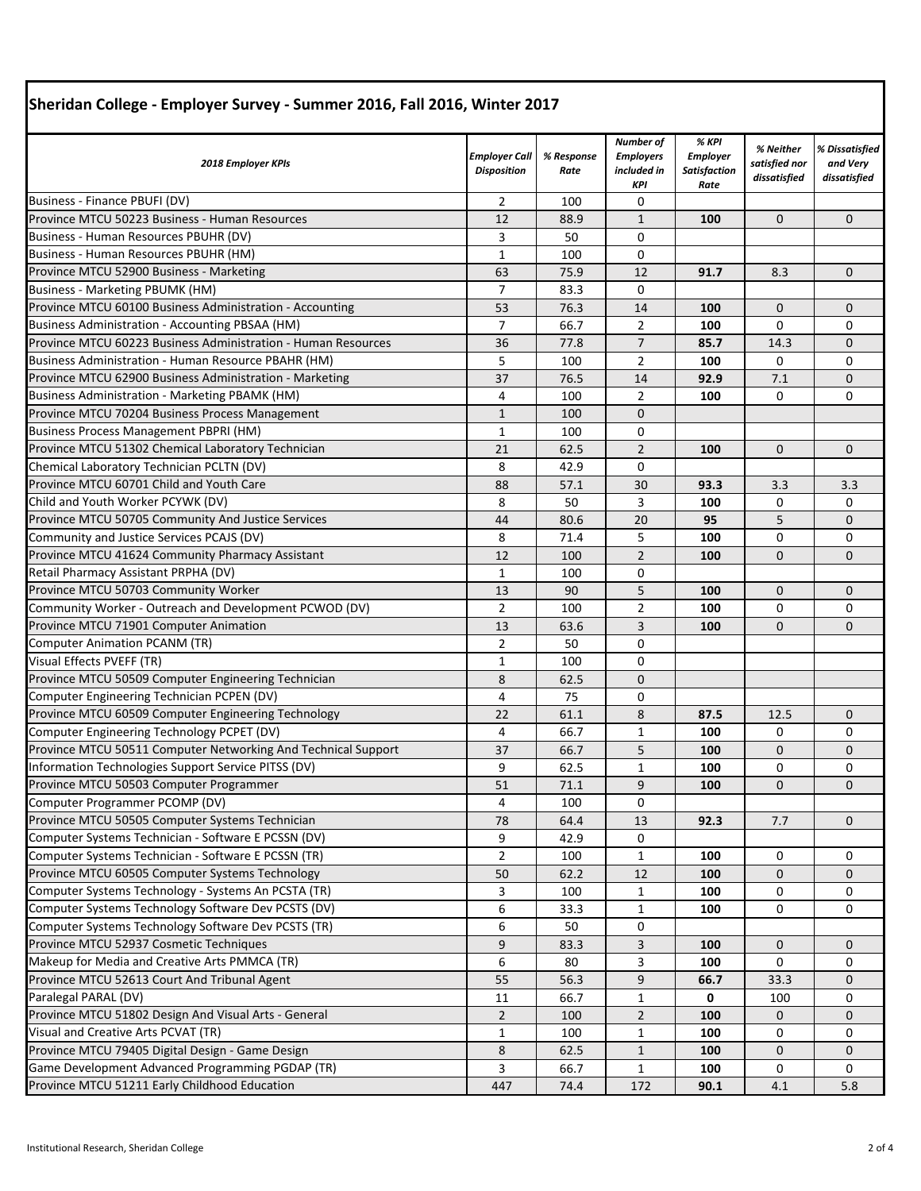# Sheridan College - Employer Survey - Summer 2016, Fall 2016, Winter 2017

| 2018 Employer KPIs | Employer Call Disposition | % Response Rate | Number of Employers included in KPI | % KPI Employer Satisfaction Rate | % Neither satisfied nor dissatisfied | % Dissatisfied and Very dissatisfied |
|---|---|---|---|---|---|---|
| Business - Finance PBUFI (DV) | 2 | 100 | 0 | | | |
| Province MTCU 50223 Business - Human Resources | 12 | 88.9 | 1 | **100** | 0 | 0 |
| Business - Human Resources PBUHR (DV) | 3 | 50 | 0 | | | |
| Business - Human Resources PBUHR (HM) | 1 | 100 | 0 | | | |
| Province MTCU 52900 Business - Marketing | 63 | 75.9 | 12 | **91.7** | 8.3 | 0 |
| Business - Marketing PBUMK (HM) | 7 | 83.3 | 0 | | | |
| Province MTCU 60100 Business Administration - Accounting | 53 | 76.3 | 14 | **100** | 0 | 0 |
| Business Administration - Accounting PBSAA (HM) | 7 | 66.7 | 2 | **100** | 0 | 0 |
| Province MTCU 60223 Business Administration - Human Resources | 36 | 77.8 | 7 | **85.7** | 14.3 | 0 |
| Business Administration - Human Resource PBAHR (HM) | 5 | 100 | 2 | **100** | 0 | 0 |
| Province MTCU 62900 Business Administration - Marketing | 37 | 76.5 | 14 | **92.9** | 7.1 | 0 |
| Business Administration - Marketing PBAMK (HM) | 4 | 100 | 2 | **100** | 0 | 0 |
| Province MTCU 70204 Business Process Management | 1 | 100 | 0 | | | |
| Business Process Management PBPRI (HM) | 1 | 100 | 0 | | | |
| Province MTCU 51302 Chemical Laboratory Technician | 21 | 62.5 | 2 | **100** | 0 | 0 |
| Chemical Laboratory Technician PCLTN (DV) | 8 | 42.9 | 0 | | | |
| Province MTCU 60701 Child and Youth Care | 88 | 57.1 | 30 | **93.3** | 3.3 | 3.3 |
| Child and Youth Worker PCYWK (DV) | 8 | 50 | 3 | **100** | 0 | 0 |
| Province MTCU 50705 Community And Justice Services | 44 | 80.6 | 20 | **95** | 5 | 0 |
| Community and Justice Services PCAJS (DV) | 8 | 71.4 | 5 | **100** | 0 | 0 |
| Province MTCU 41624 Community Pharmacy Assistant | 12 | 100 | 2 | **100** | 0 | 0 |
| Retail Pharmacy Assistant PRPHA (DV) | 1 | 100 | 0 | | | |
| Province MTCU 50703 Community Worker | 13 | 90 | 5 | **100** | 0 | 0 |
| Community Worker - Outreach and Development PCWOD (DV) | 2 | 100 | 2 | **100** | 0 | 0 |
| Province MTCU 71901 Computer Animation | 13 | 63.6 | 3 | **100** | 0 | 0 |
| Computer Animation PCANM (TR) | 2 | 50 | 0 | | | |
| Visual Effects PVEFF (TR) | 1 | 100 | 0 | | | |
| Province MTCU 50509 Computer Engineering Technician | 8 | 62.5 | 0 | | | |
| Computer Engineering Technician PCPEN (DV) | 4 | 75 | 0 | | | |
| Province MTCU 60509 Computer Engineering Technology | 22 | 61.1 | 8 | **87.5** | 12.5 | 0 |
| Computer Engineering Technology PCPET (DV) | 4 | 66.7 | 1 | **100** | 0 | 0 |
| Province MTCU 50511 Computer Networking And Technical Support | 37 | 66.7 | 5 | **100** | 0 | 0 |
| Information Technologies Support Service PITSS (DV) | 9 | 62.5 | 1 | **100** | 0 | 0 |
| Province MTCU 50503 Computer Programmer | 51 | 71.1 | 9 | **100** | 0 | 0 |
| Computer Programmer PCOMP (DV) | 4 | 100 | 0 | | | |
| Province MTCU 50505 Computer Systems Technician | 78 | 64.4 | 13 | **92.3** | 7.7 | 0 |
| Computer Systems Technician - Software E PCSSN (DV) | 9 | 42.9 | 0 | | | |
| Computer Systems Technician - Software E PCSSN (TR) | 2 | 100 | 1 | **100** | 0 | 0 |
| Province MTCU 60505 Computer Systems Technology | 50 | 62.2 | 12 | **100** | 0 | 0 |
| Computer Systems Technology - Systems An PCSTA (TR) | 3 | 100 | 1 | **100** | 0 | 0 |
| Computer Systems Technology Software Dev PCSTS (DV) | 6 | 33.3 | 1 | **100** | 0 | 0 |
| Computer Systems Technology Software Dev PCSTS (TR) | 6 | 50 | 0 | | | |
| Province MTCU 52937 Cosmetic Techniques | 9 | 83.3 | 3 | **100** | 0 | 0 |
| Makeup for Media and Creative Arts PMMCA (TR) | 6 | 80 | 3 | **100** | 0 | 0 |
| Province MTCU 52613 Court And Tribunal Agent | 55 | 56.3 | 9 | **66.7** | 33.3 | 0 |
| Paralegal PARAL (DV) | 11 | 66.7 | 1 | **0** | 100 | 0 |
| Province MTCU 51802 Design And Visual Arts - General | 2 | 100 | 2 | **100** | 0 | 0 |
| Visual and Creative Arts PCVAT (TR) | 1 | 100 | 1 | **100** | 0 | 0 |
| Province MTCU 79405 Digital Design - Game Design | 8 | 62.5 | 1 | **100** | 0 | 0 |
| Game Development Advanced Programming PGDAP (TR) | 3 | 66.7 | 1 | **100** | 0 | 0 |
| Province MTCU 51211 Early Childhood Education | 447 | 74.4 | 172 | **90.1** | 4.1 | 5.8 |

Institutional Research, Sheridan College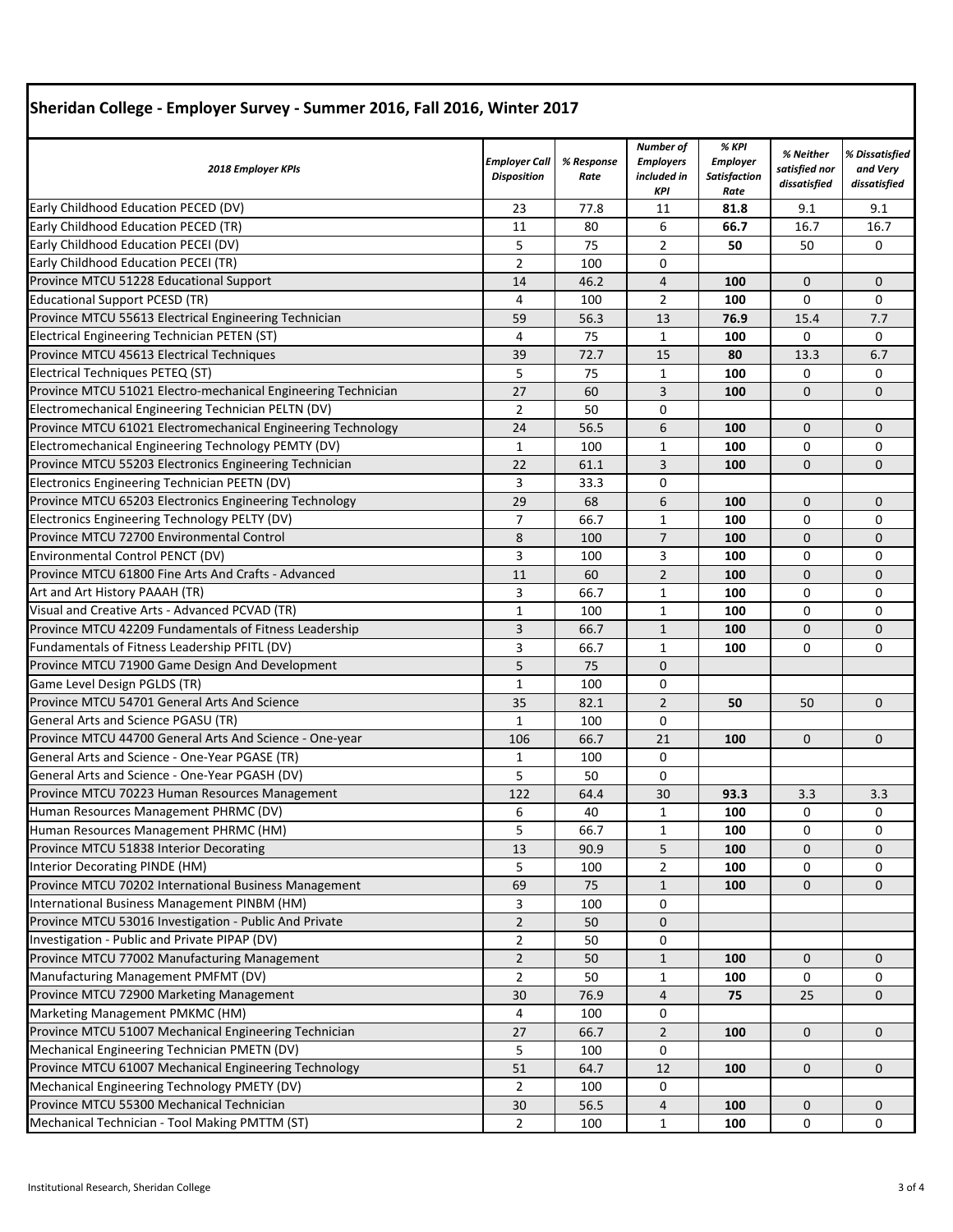## Sheridan College - Employer Survey - Summer 2016, Fall 2016, Winter 2017

| *2018 Employer KPIs* | *Employer Call Disposition* | *% Response Rate* | *Number of Employers included in KPI* | *% KPI Employer Satisfaction Rate* | *% Neither satisfied nor dissatisfied* | *% Dissatisfied and Very dissatisfied* |
|---|---|---|---|---|---|---|
| Early Childhood Education PECED (DV) | 23 | 77.8 | 11 | **81.8** | 9.1 | 9.1 |
| Early Childhood Education PECED (TR) | 11 | 80 | 6 | **66.7** | 16.7 | 16.7 |
| Early Childhood Education PECEI (DV) | 5 | 75 | 2 | **50** | 50 | 0 |
| Early Childhood Education PECEI (TR) | 2 | 100 | 0 | | | |
| Province MTCU 51228 Educational Support | 14 | 46.2 | 4 | **100** | 0 | 0 |
| Educational Support PCESD (TR) | 4 | 100 | 2 | **100** | 0 | 0 |
| Province MTCU 55613 Electrical Engineering Technician | 59 | 56.3 | 13 | **76.9** | 15.4 | 7.7 |
| Electrical Engineering Technician PETEN (ST) | 4 | 75 | 1 | **100** | 0 | 0 |
| Province MTCU 45613 Electrical Techniques | 39 | 72.7 | 15 | **80** | 13.3 | 6.7 |
| Electrical Techniques PETEQ (ST) | 5 | 75 | 1 | **100** | 0 | 0 |
| Province MTCU 51021 Electro-mechanical Engineering Technician | 27 | 60 | 3 | **100** | 0 | 0 |
| Electromechanical Engineering Technician PELTN (DV) | 2 | 50 | 0 | | | |
| Province MTCU 61021 Electromechanical Engineering Technology | 24 | 56.5 | 6 | **100** | 0 | 0 |
| Electromechanical Engineering Technology PEMTY (DV) | 1 | 100 | 1 | **100** | 0 | 0 |
| Province MTCU 55203 Electronics Engineering Technician | 22 | 61.1 | 3 | **100** | 0 | 0 |
| Electronics Engineering Technician PEETN (DV) | 3 | 33.3 | 0 | | | |
| Province MTCU 65203 Electronics Engineering Technology | 29 | 68 | 6 | **100** | 0 | 0 |
| Electronics Engineering Technology PELTY (DV) | 7 | 66.7 | 1 | **100** | 0 | 0 |
| Province MTCU 72700 Environmental Control | 8 | 100 | 7 | **100** | 0 | 0 |
| Environmental Control PENCT (DV) | 3 | 100 | 3 | **100** | 0 | 0 |
| Province MTCU 61800 Fine Arts And Crafts - Advanced | 11 | 60 | 2 | **100** | 0 | 0 |
| Art and Art History PAAAH (TR) | 3 | 66.7 | 1 | **100** | 0 | 0 |
| Visual and Creative Arts - Advanced PCVAD (TR) | 1 | 100 | 1 | **100** | 0 | 0 |
| Province MTCU 42209 Fundamentals of Fitness Leadership | 3 | 66.7 | 1 | **100** | 0 | 0 |
| Fundamentals of Fitness Leadership PFITL (DV) | 3 | 66.7 | 1 | **100** | 0 | 0 |
| Province MTCU 71900 Game Design And Development | 5 | 75 | 0 | | | |
| Game Level Design PGLDS (TR) | 1 | 100 | 0 | | | |
| Province MTCU 54701 General Arts And Science | 35 | 82.1 | 2 | **50** | 50 | 0 |
| General Arts and Science PGASU (TR) | 1 | 100 | 0 | | | |
| Province MTCU 44700 General Arts And Science - One-year | 106 | 66.7 | 21 | **100** | 0 | 0 |
| General Arts and Science - One-Year PGASE (TR) | 1 | 100 | 0 | | | |
| General Arts and Science - One-Year PGASH (DV) | 5 | 50 | 0 | | | |
| Province MTCU 70223 Human Resources Management | 122 | 64.4 | 30 | **93.3** | 3.3 | 3.3 |
| Human Resources Management PHRMC (DV) | 6 | 40 | 1 | **100** | 0 | 0 |
| Human Resources Management PHRMC (HM) | 5 | 66.7 | 1 | **100** | 0 | 0 |
| Province MTCU 51838 Interior Decorating | 13 | 90.9 | 5 | **100** | 0 | 0 |
| Interior Decorating PINDE (HM) | 5 | 100 | 2 | **100** | 0 | 0 |
| Province MTCU 70202 International Business Management | 69 | 75 | 1 | **100** | 0 | 0 |
| International Business Management PINBM (HM) | 3 | 100 | 0 | | | |
| Province MTCU 53016 Investigation - Public And Private | 2 | 50 | 0 | | | |
| Investigation - Public and Private PIPAP (DV) | 2 | 50 | 0 | | | |
| Province MTCU 77002 Manufacturing Management | 2 | 50 | 1 | **100** | 0 | 0 |
| Manufacturing Management PMFMT (DV) | 2 | 50 | 1 | **100** | 0 | 0 |
| Province MTCU 72900 Marketing Management | 30 | 76.9 | 4 | **75** | 25 | 0 |
| Marketing Management PMKMC (HM) | 4 | 100 | 0 | | | |
| Province MTCU 51007 Mechanical Engineering Technician | 27 | 66.7 | 2 | **100** | 0 | 0 |
| Mechanical Engineering Technician PMETN (DV) | 5 | 100 | 0 | | | |
| Province MTCU 61007 Mechanical Engineering Technology | 51 | 64.7 | 12 | **100** | 0 | 0 |
| Mechanical Engineering Technology PMETY (DV) | 2 | 100 | 0 | | | |
| Province MTCU 55300 Mechanical Technician | 30 | 56.5 | 4 | **100** | 0 | 0 |
| Mechanical Technician - Tool Making PMTTM (ST) | 2 | 100 | 1 | **100** | 0 | 0 |

Institutional Research, Sheridan College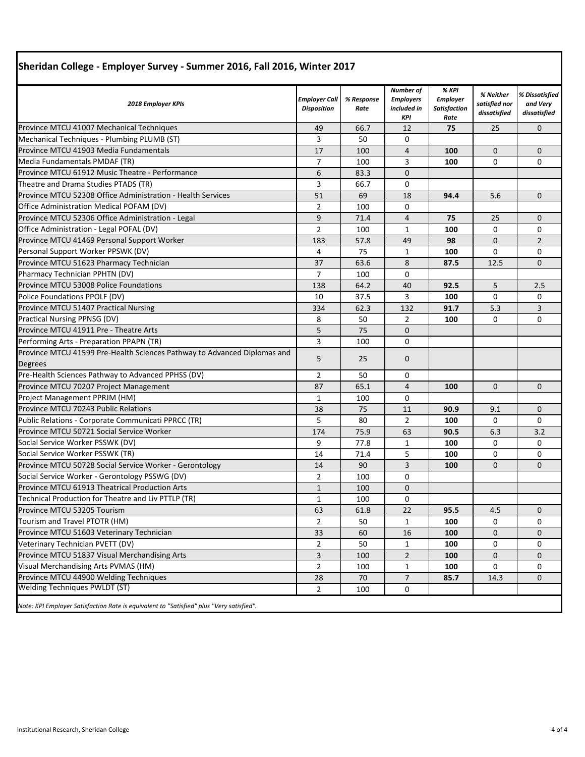## Sheridan College - Employer Survey - Summer 2016, Fall 2016, Winter 2017

| *2018 Employer KPIs* | *Employer Call Disposition* | *% Response Rate* | *Number of Employers included in KPI* | *% KPI Employer Satisfaction Rate* | *% Neither satisfied nor dissatisfied* | *% Dissatisfied and Very dissatisfied* |
|---|---|---|---|---|---|---|
| Province MTCU 41007 Mechanical Techniques | 49 | 66.7 | 12 | **75** | 25 | 0 |
| Mechanical Techniques - Plumbing PLUMB (ST) | 3 | 50 | 0 | | | |
| Province MTCU 41903 Media Fundamentals | 17 | 100 | 4 | **100** | 0 | 0 |
| Media Fundamentals PMDAF (TR) | 7 | 100 | 3 | **100** | 0 | 0 |
| Province MTCU 61912 Music Theatre - Performance | 6 | 83.3 | 0 | | | |
| Theatre and Drama Studies PTADS (TR) | 3 | 66.7 | 0 | | | |
| Province MTCU 52308 Office Administration - Health Services | 51 | 69 | 18 | **94.4** | 5.6 | 0 |
| Office Administration Medical POFAM (DV) | 2 | 100 | 0 | | | |
| Province MTCU 52306 Office Administration - Legal | 9 | 71.4 | 4 | **75** | 25 | 0 |
| Office Administration - Legal POFAL (DV) | 2 | 100 | 1 | **100** | 0 | 0 |
| Province MTCU 41469 Personal Support Worker | 183 | 57.8 | 49 | **98** | 0 | 2 |
| Personal Support Worker PPSWK (DV) | 4 | 75 | 1 | **100** | 0 | 0 |
| Province MTCU 51623 Pharmacy Technician | 37 | 63.6 | 8 | **87.5** | 12.5 | 0 |
| Pharmacy Technician PPHTN (DV) | 7 | 100 | 0 | | | |
| Province MTCU 53008 Police Foundations | 138 | 64.2 | 40 | **92.5** | 5 | 2.5 |
| Police Foundations PPOLF (DV) | 10 | 37.5 | 3 | **100** | 0 | 0 |
| Province MTCU 51407 Practical Nursing | 334 | 62.3 | 132 | **91.7** | 5.3 | 3 |
| Practical Nursing PPNSG (DV) | 8 | 50 | 2 | **100** | 0 | 0 |
| Province MTCU 41911 Pre - Theatre Arts | 5 | 75 | 0 | | | |
| Performing Arts - Preparation PPAPN (TR) | 3 | 100 | 0 | | | |
| Province MTCU 41599 Pre-Health Sciences Pathway to Advanced Diplomas and Degrees | 5 | 25 | 0 | | | |
| Pre-Health Sciences Pathway to Advanced PPHSS (DV) | 2 | 50 | 0 | | | |
| Province MTCU 70207 Project Management | 87 | 65.1 | 4 | **100** | 0 | 0 |
| Project Management PPRJM (HM) | 1 | 100 | 0 | | | |
| Province MTCU 70243 Public Relations | 38 | 75 | 11 | **90.9** | 9.1 | 0 |
| Public Relations - Corporate Communicati PPRCC (TR) | 5 | 80 | 2 | **100** | 0 | 0 |
| Province MTCU 50721 Social Service Worker | 174 | 75.9 | 63 | **90.5** | 6.3 | 3.2 |
| Social Service Worker PSSWK (DV) | 9 | 77.8 | 1 | **100** | 0 | 0 |
| Social Service Worker PSSWK (TR) | 14 | 71.4 | 5 | **100** | 0 | 0 |
| Province MTCU 50728 Social Service Worker - Gerontology | 14 | 90 | 3 | **100** | 0 | 0 |
| Social Service Worker - Gerontology PSSWG (DV) | 2 | 100 | 0 | | | |
| Province MTCU 61913 Theatrical Production Arts | 1 | 100 | 0 | | | |
| Technical Production for Theatre and Liv PTTLP (TR) | 1 | 100 | 0 | | | |
| Province MTCU 53205 Tourism | 63 | 61.8 | 22 | **95.5** | 4.5 | 0 |
| Tourism and Travel PTOTR (HM) | 2 | 50 | 1 | **100** | 0 | 0 |
| Province MTCU 51603 Veterinary Technician | 33 | 60 | 16 | **100** | 0 | 0 |
| Veterinary Technician PVETT (DV) | 2 | 50 | 1 | **100** | 0 | 0 |
| Province MTCU 51837 Visual Merchandising Arts | 3 | 100 | 2 | **100** | 0 | 0 |
| Visual Merchandising Arts PVMAS (HM) | 2 | 100 | 1 | **100** | 0 | 0 |
| Province MTCU 44900 Welding Techniques | 28 | 70 | 7 | **85.7** | 14.3 | 0 |
| Welding Techniques PWLDT (ST) | 2 | 100 | 0 | | | |

*Note: KPI Employer Satisfaction Rate is equivalent to "Satisfied" plus "Very satisfied".*

Institutional Research, Sheridan College